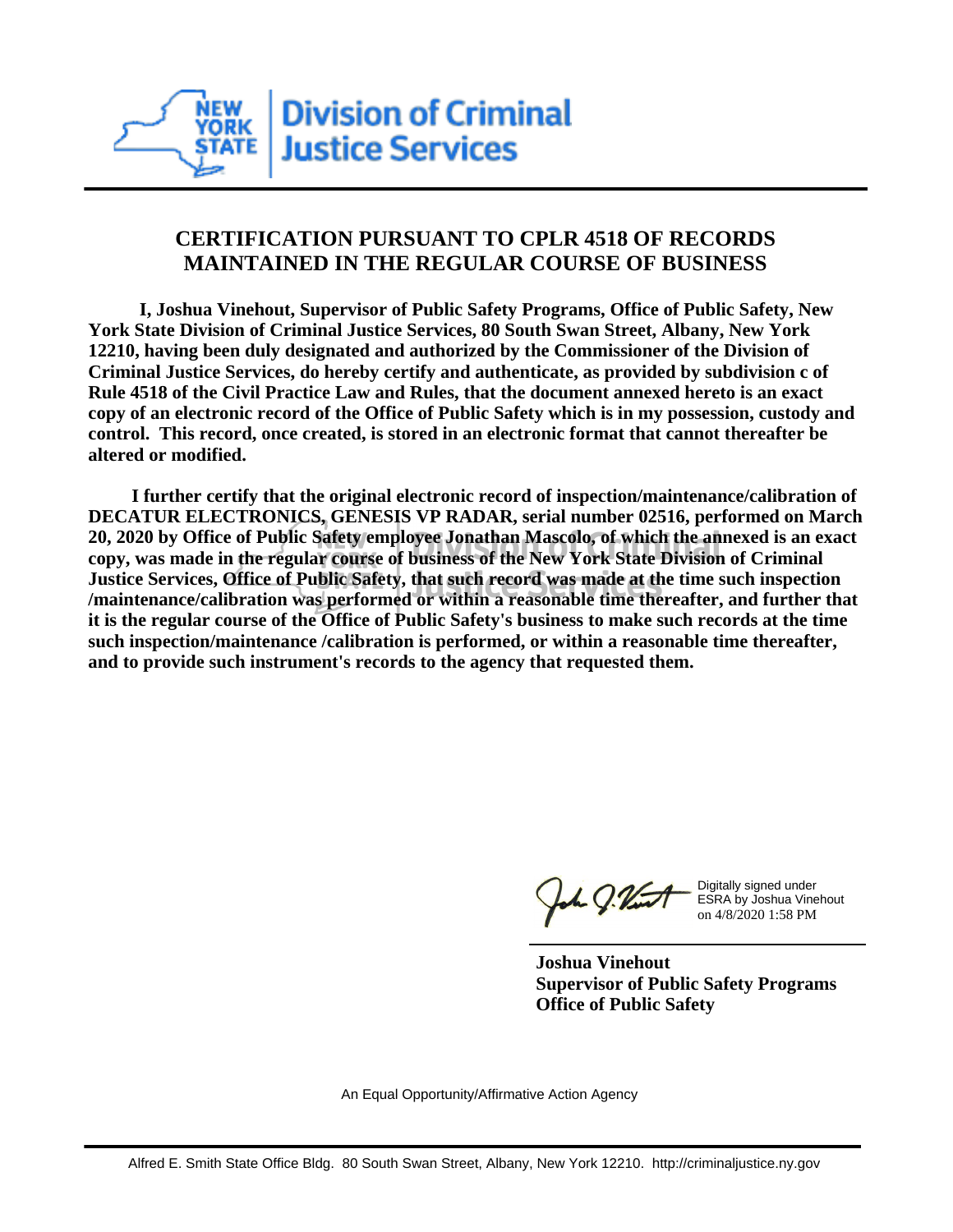NEW YORK STATE | Division of Criminal Justice Services

## CERTIFICATION PURSUANT TO CPLR 4518 OF RECORDS MAINTAINED IN THE REGULAR COURSE OF BUSINESS

**I, Joshua Vinehout, Supervisor of Public Safety Programs, Office of Public Safety, New York State Division of Criminal Justice Services, 80 South Swan Street, Albany, New York 12210, having been duly designated and authorized by the Commissioner of the Division of Criminal Justice Services, do hereby certify and authenticate, as provided by subdivision c of Rule 4518 of the Civil Practice Law and Rules, that the document annexed hereto is an exact copy of an electronic record of the Office of Public Safety which is in my possession, custody and control. This record, once created, is stored in an electronic format that cannot thereafter be altered or modified.**

**I further certify that the original electronic record of inspection/maintenance/calibration of DECATUR ELECTRONICS, GENESIS VP RADAR, serial number 02516, performed on March 20, 2020 by Office of Public Safety employee Jonathan Mascolo, of which the annexed is an exact copy, was made in the regular course of business of the New York State Division of Criminal Justice Services, Office of Public Safety, that such record was made at the time such inspection /maintenance/calibration was performed or within a reasonable time thereafter, and further that it is the regular course of the Office of Public Safety's business to make such records at the time such inspection/maintenance /calibration is performed, or within a reasonable time thereafter, and to provide such instrument's records to the agency that requested them.**

Digitally signed under ESRA by Joshua Vinehout on 4/8/2020 1:58 PM

**Joshua Vinehout**
**Supervisor of Public Safety Programs**
**Office of Public Safety**

An Equal Opportunity/Affirmative Action Agency

Alfred E. Smith State Office Bldg. 80 South Swan Street, Albany, New York 12210. http://criminaljustice.ny.gov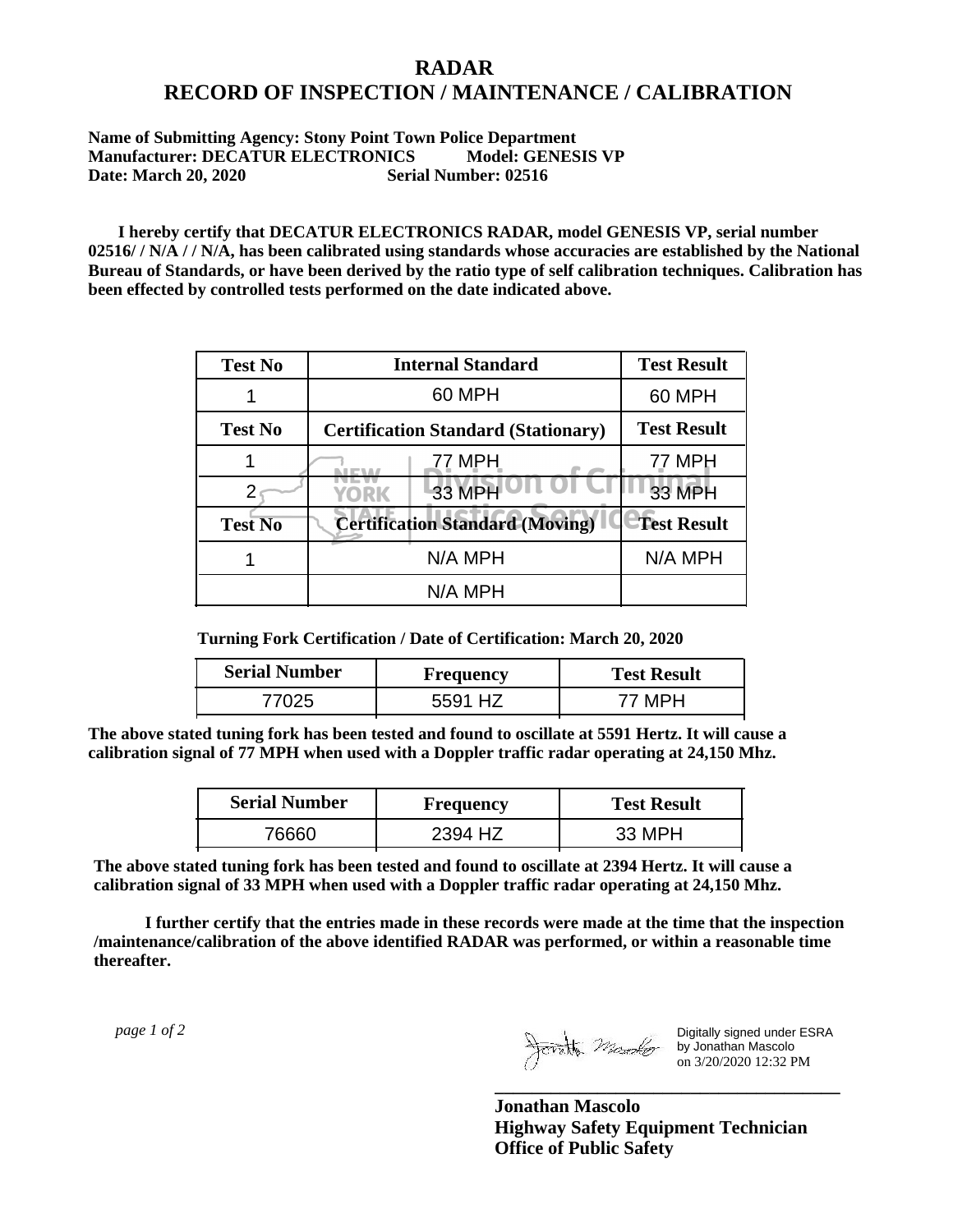# RADAR
# RECORD OF INSPECTION / MAINTENANCE / CALIBRATION

**Name of Submitting Agency: Stony Point Town Police Department**
**Manufacturer: DECATUR ELECTRONICS Model: GENESIS VP**
**Date: March 20, 2020 Serial Number: 02516**

**I hereby certify that DECATUR ELECTRONICS RADAR, model GENESIS VP, serial number 02516/ / N/A / / N/A, has been calibrated using standards whose accuracies are established by the National Bureau of Standards, or have been derived by the ratio type of self calibration techniques. Calibration has been effected by controlled tests performed on the date indicated above.**

| Test No | Internal Standard | Test Result |
|---|---|---|
| 1 | 60 MPH | 60 MPH |
| **Test No** | **Certification Standard (Stationary)** | **Test Result** |
| 1 | 77 MPH | 77 MPH |
| 2 | 33 MPH | 33 MPH |
| **Test No** | **Certification Standard (Moving)** | **Test Result** |
| 1 | N/A MPH | N/A MPH |
| | N/A MPH | |

**Turning Fork Certification / Date of Certification: March 20, 2020**

| Serial Number | Frequency | Test Result |
|---|---|---|
| 77025 | 5591 HZ | 77 MPH |

**The above stated tuning fork has been tested and found to oscillate at 5591 Hertz. It will cause a calibration signal of 77 MPH when used with a Doppler traffic radar operating at 24,150 Mhz.**

| Serial Number | Frequency | Test Result |
|---|---|---|
| 76660 | 2394 HZ | 33 MPH |

**The above stated tuning fork has been tested and found to oscillate at 2394 Hertz. It will cause a calibration signal of 33 MPH when used with a Doppler traffic radar operating at 24,150 Mhz.**

**I further certify that the entries made in these records were made at the time that the inspection /maintenance/calibration of the above identified RADAR was performed, or within a reasonable time thereafter.**

Digitally signed under ESRA by Jonathan Mascolo on 3/20/2020 12:32 PM

**Jonathan Mascolo**
**Highway Safety Equipment Technician**
**Office of Public Safety**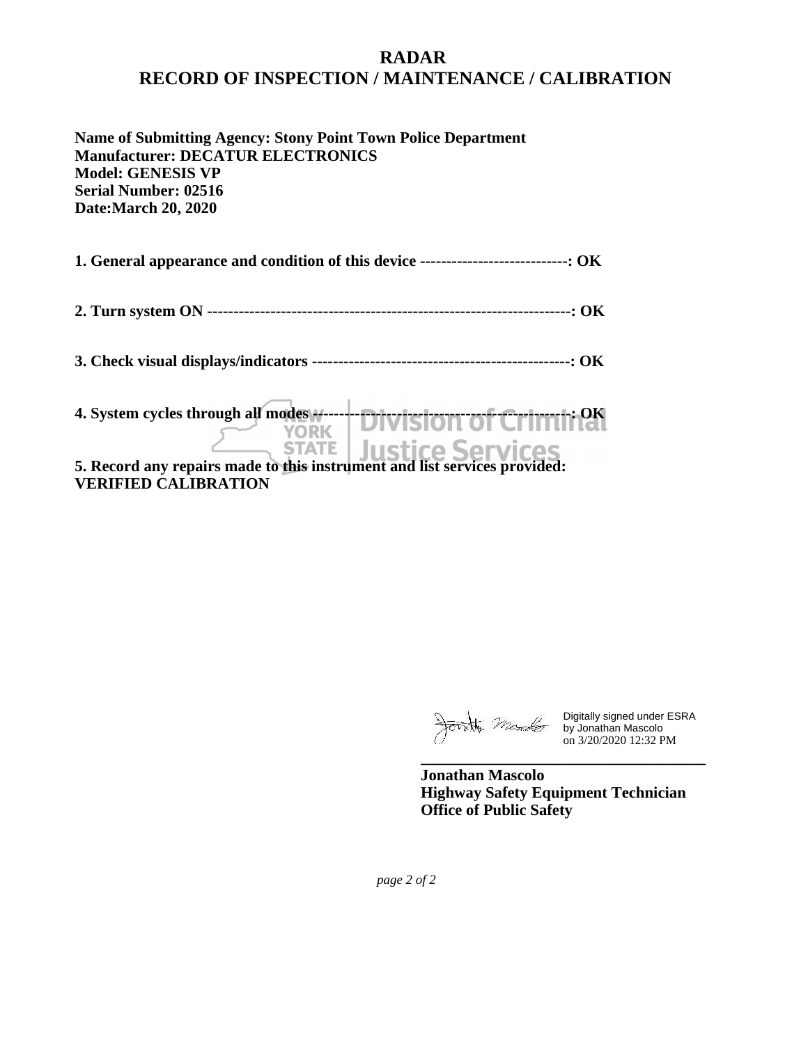# RADAR
# RECORD OF INSPECTION / MAINTENANCE / CALIBRATION

**Name of Submitting Agency: Stony Point Town Police Department**
**Manufacturer: DECATUR ELECTRONICS**
**Model: GENESIS VP**
**Serial Number: 02516**
**Date:March 20, 2020**

**1. General appearance and condition of this device ----------------------------: OK**

**2. Turn system ON -------------------------------------------------------------------: OK**

**3. Check visual displays/indicators -------------------------------------------------: OK**

**4. System cycles through all modes ------------------------------------------------: OK**

**5. Record any repairs made to this instrument and list services provided:**
**VERIFIED CALIBRATION**

Digitally signed under ESRA by Jonathan Mascolo on 3/20/2020 12:32 PM

**Jonathan Mascolo**
**Highway Safety Equipment Technician**
**Office of Public Safety**